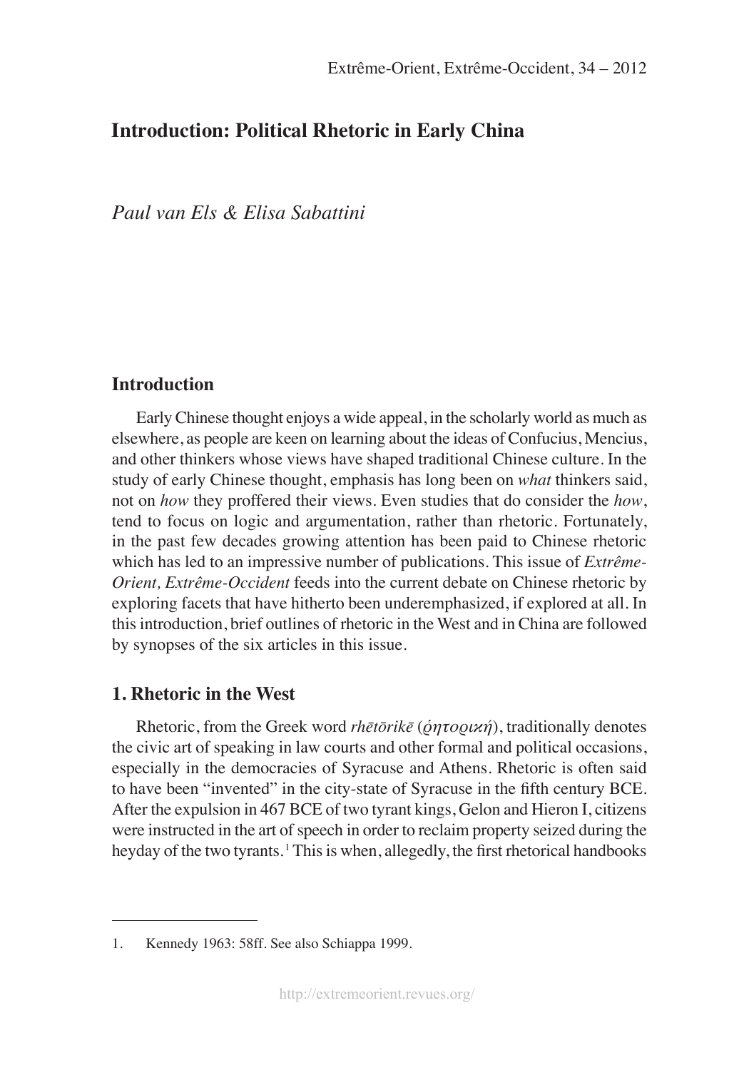# Introduction: Political Rhetoric in Early China

*Paul van Els & Elisa Sabattini*

## Introduction

Early Chinese thought enjoys a wide appeal, in the scholarly world as much as elsewhere, as people are keen on learning about the ideas of Confucius, Mencius, and other thinkers whose views have shaped traditional Chinese culture. In the study of early Chinese thought, emphasis has long been on *what* thinkers said, not on *how* they proffered their views. Even studies that do consider the *how*, tend to focus on logic and argumentation, rather than rhetoric. Fortunately, in the past few decades growing attention has been paid to Chinese rhetoric which has led to an impressive number of publications. This issue of *Extrême-Orient, Extrême-Occident* feeds into the current debate on Chinese rhetoric by exploring facets that have hitherto been underemphasized, if explored at all. In this introduction, brief outlines of rhetoric in the West and in China are followed by synopses of the six articles in this issue.

## 1. Rhetoric in the West

Rhetoric, from the Greek word *rhētōrikē* (*ῥητορική*), traditionally denotes the civic art of speaking in law courts and other formal and political occasions, especially in the democracies of Syracuse and Athens. Rhetoric is often said to have been "invented" in the city-state of Syracuse in the fifth century BCE. After the expulsion in 467 BCE of two tyrant kings, Gelon and Hieron I, citizens were instructed in the art of speech in order to reclaim property seized during the heyday of the two tyrants.[1] This is when, allegedly, the first rhetorical handbooks

1. Kennedy 1963: 58ff. See also Schiappa 1999.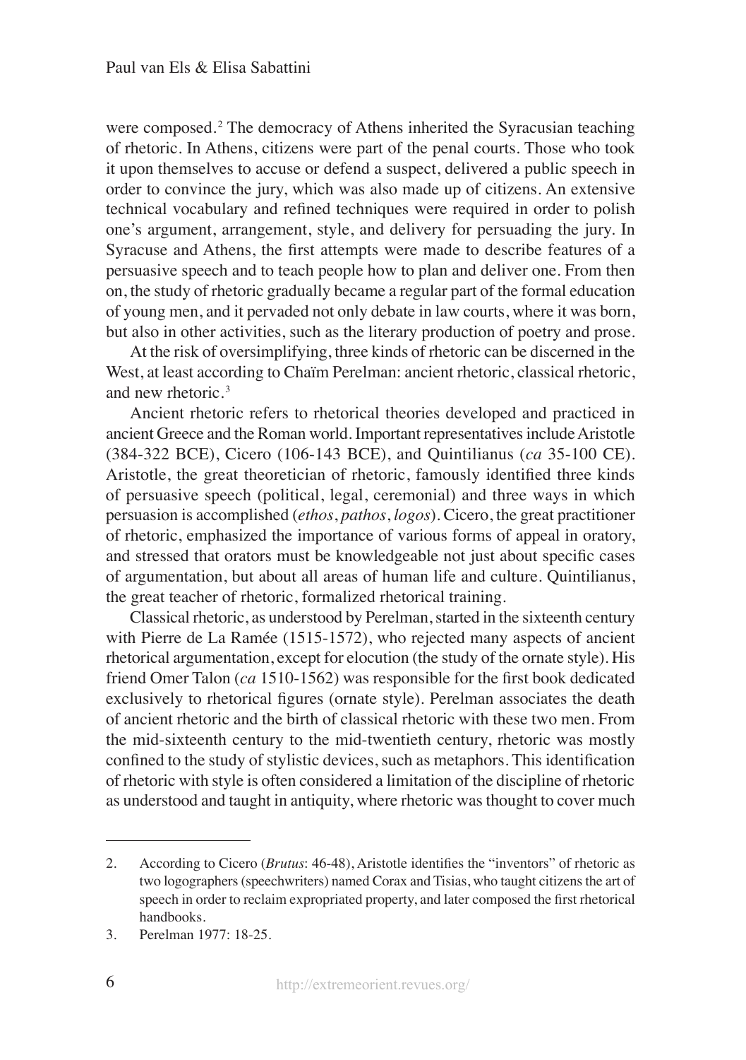were composed.[2] The democracy of Athens inherited the Syracusian teaching of rhetoric. In Athens, citizens were part of the penal courts. Those who took it upon themselves to accuse or defend a suspect, delivered a public speech in order to convince the jury, which was also made up of citizens. An extensive technical vocabulary and refined techniques were required in order to polish one's argument, arrangement, style, and delivery for persuading the jury. In Syracuse and Athens, the first attempts were made to describe features of a persuasive speech and to teach people how to plan and deliver one. From then on, the study of rhetoric gradually became a regular part of the formal education of young men, and it pervaded not only debate in law courts, where it was born, but also in other activities, such as the literary production of poetry and prose.

At the risk of oversimplifying, three kinds of rhetoric can be discerned in the West, at least according to Chaïm Perelman: ancient rhetoric, classical rhetoric, and new rhetoric.[3]

Ancient rhetoric refers to rhetorical theories developed and practiced in ancient Greece and the Roman world. Important representatives include Aristotle (384-322 BCE), Cicero (106-143 BCE), and Quintilianus (*ca* 35-100 CE). Aristotle, the great theoretician of rhetoric, famously identified three kinds of persuasive speech (political, legal, ceremonial) and three ways in which persuasion is accomplished (*ethos*, *pathos*, *logos*). Cicero, the great practitioner of rhetoric, emphasized the importance of various forms of appeal in oratory, and stressed that orators must be knowledgeable not just about specific cases of argumentation, but about all areas of human life and culture. Quintilianus, the great teacher of rhetoric, formalized rhetorical training.

Classical rhetoric, as understood by Perelman, started in the sixteenth century with Pierre de La Ramée (1515-1572), who rejected many aspects of ancient rhetorical argumentation, except for elocution (the study of the ornate style). His friend Omer Talon (*ca* 1510-1562) was responsible for the first book dedicated exclusively to rhetorical figures (ornate style). Perelman associates the death of ancient rhetoric and the birth of classical rhetoric with these two men. From the mid-sixteenth century to the mid-twentieth century, rhetoric was mostly confined to the study of stylistic devices, such as metaphors. This identification of rhetoric with style is often considered a limitation of the discipline of rhetoric as understood and taught in antiquity, where rhetoric was thought to cover much

---

2. According to Cicero (*Brutus*: 46-48), Aristotle identifies the "inventors" of rhetoric as two logographers (speechwriters) named Corax and Tisias, who taught citizens the art of speech in order to reclaim expropriated property, and later composed the first rhetorical handbooks.
3. Perelman 1977: 18-25.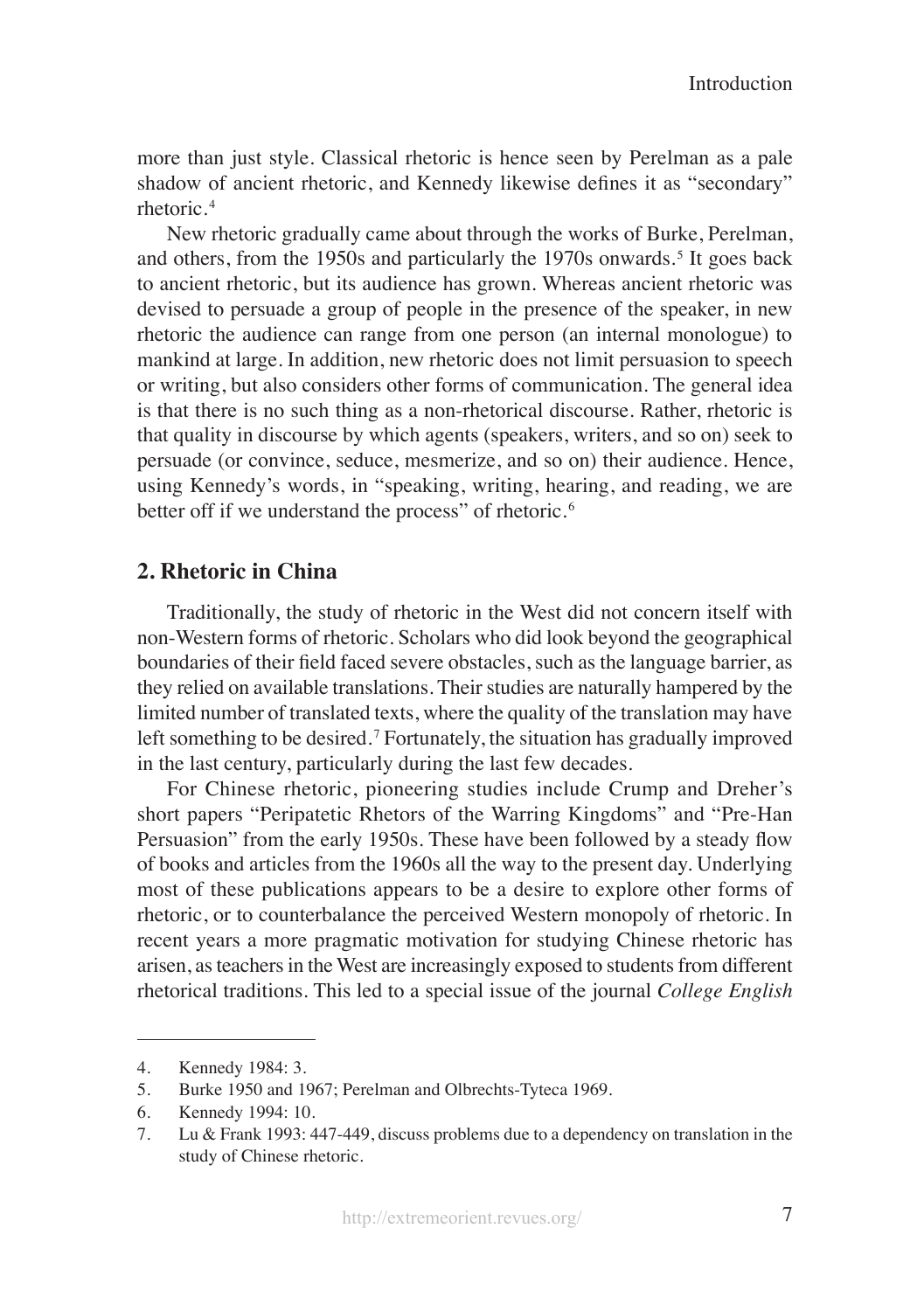more than just style. Classical rhetoric is hence seen by Perelman as a pale shadow of ancient rhetoric, and Kennedy likewise defines it as "secondary" rhetoric.[4]

New rhetoric gradually came about through the works of Burke, Perelman, and others, from the 1950s and particularly the 1970s onwards.[5] It goes back to ancient rhetoric, but its audience has grown. Whereas ancient rhetoric was devised to persuade a group of people in the presence of the speaker, in new rhetoric the audience can range from one person (an internal monologue) to mankind at large. In addition, new rhetoric does not limit persuasion to speech or writing, but also considers other forms of communication. The general idea is that there is no such thing as a non-rhetorical discourse. Rather, rhetoric is that quality in discourse by which agents (speakers, writers, and so on) seek to persuade (or convince, seduce, mesmerize, and so on) their audience. Hence, using Kennedy's words, in "speaking, writing, hearing, and reading, we are better off if we understand the process" of rhetoric.[6]

## 2. Rhetoric in China

Traditionally, the study of rhetoric in the West did not concern itself with non-Western forms of rhetoric. Scholars who did look beyond the geographical boundaries of their field faced severe obstacles, such as the language barrier, as they relied on available translations. Their studies are naturally hampered by the limited number of translated texts, where the quality of the translation may have left something to be desired.[7] Fortunately, the situation has gradually improved in the last century, particularly during the last few decades.

For Chinese rhetoric, pioneering studies include Crump and Dreher's short papers "Peripatetic Rhetors of the Warring Kingdoms" and "Pre-Han Persuasion" from the early 1950s. These have been followed by a steady flow of books and articles from the 1960s all the way to the present day. Underlying most of these publications appears to be a desire to explore other forms of rhetoric, or to counterbalance the perceived Western monopoly of rhetoric. In recent years a more pragmatic motivation for studying Chinese rhetoric has arisen, as teachers in the West are increasingly exposed to students from different rhetorical traditions. This led to a special issue of the journal *College English*

---

4. Kennedy 1984: 3.
5. Burke 1950 and 1967; Perelman and Olbrechts-Tyteca 1969.
6. Kennedy 1994: 10.
7. Lu & Frank 1993: 447-449, discuss problems due to a dependency on translation in the study of Chinese rhetoric.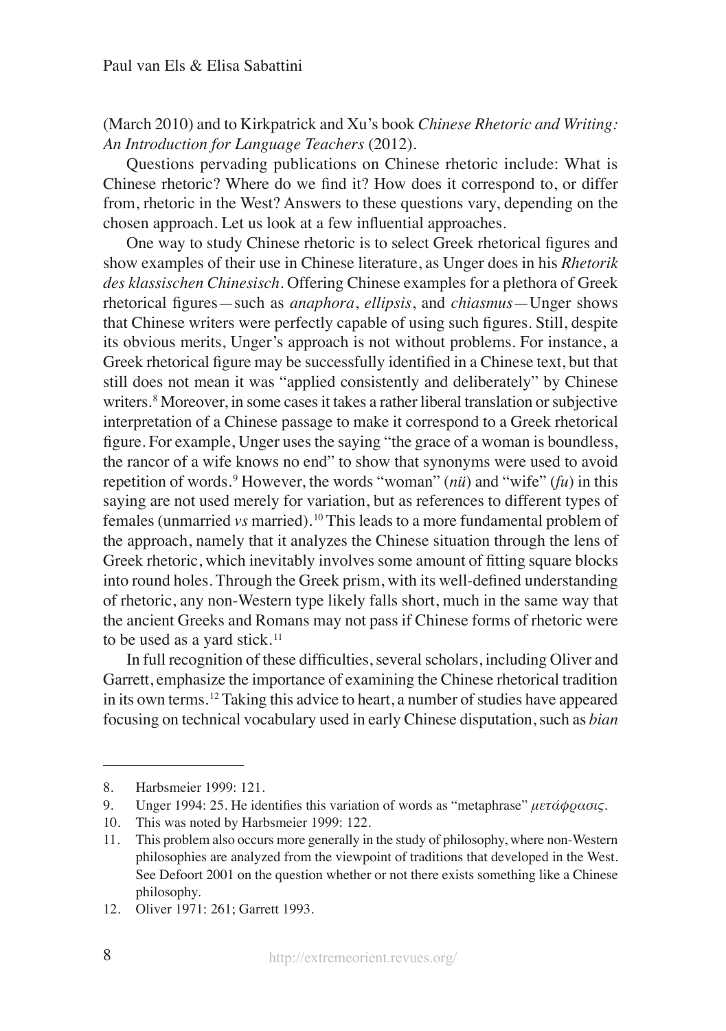(March 2010) and to Kirkpatrick and Xu's book *Chinese Rhetoric and Writing: An Introduction for Language Teachers* (2012).

Questions pervading publications on Chinese rhetoric include: What is Chinese rhetoric? Where do we find it? How does it correspond to, or differ from, rhetoric in the West? Answers to these questions vary, depending on the chosen approach. Let us look at a few influential approaches.

One way to study Chinese rhetoric is to select Greek rhetorical figures and show examples of their use in Chinese literature, as Unger does in his *Rhetorik des klassischen Chinesisch*. Offering Chinese examples for a plethora of Greek rhetorical figures—such as *anaphora*, *ellipsis*, and *chiasmus*—Unger shows that Chinese writers were perfectly capable of using such figures. Still, despite its obvious merits, Unger's approach is not without problems. For instance, a Greek rhetorical figure may be successfully identified in a Chinese text, but that still does not mean it was "applied consistently and deliberately" by Chinese writers.[8] Moreover, in some cases it takes a rather liberal translation or subjective interpretation of a Chinese passage to make it correspond to a Greek rhetorical figure. For example, Unger uses the saying "the grace of a woman is boundless, the rancor of a wife knows no end" to show that synonyms were used to avoid repetition of words.[9] However, the words "woman" (*nü*) and "wife" (*fu*) in this saying are not used merely for variation, but as references to different types of females (unmarried *vs* married).[10] This leads to a more fundamental problem of the approach, namely that it analyzes the Chinese situation through the lens of Greek rhetoric, which inevitably involves some amount of fitting square blocks into round holes. Through the Greek prism, with its well-defined understanding of rhetoric, any non-Western type likely falls short, much in the same way that the ancient Greeks and Romans may not pass if Chinese forms of rhetoric were to be used as a yard stick.[11]

In full recognition of these difficulties, several scholars, including Oliver and Garrett, emphasize the importance of examining the Chinese rhetorical tradition in its own terms.[12] Taking this advice to heart, a number of studies have appeared focusing on technical vocabulary used in early Chinese disputation, such as *bian*

---

8. Harbsmeier 1999: 121.
9. Unger 1994: 25. He identifies this variation of words as "metaphrase" *μετάφρασις*.
10. This was noted by Harbsmeier 1999: 122.
11. This problem also occurs more generally in the study of philosophy, where non-Western philosophies are analyzed from the viewpoint of traditions that developed in the West. See Defoort 2001 on the question whether or not there exists something like a Chinese philosophy.
12. Oliver 1971: 261; Garrett 1993.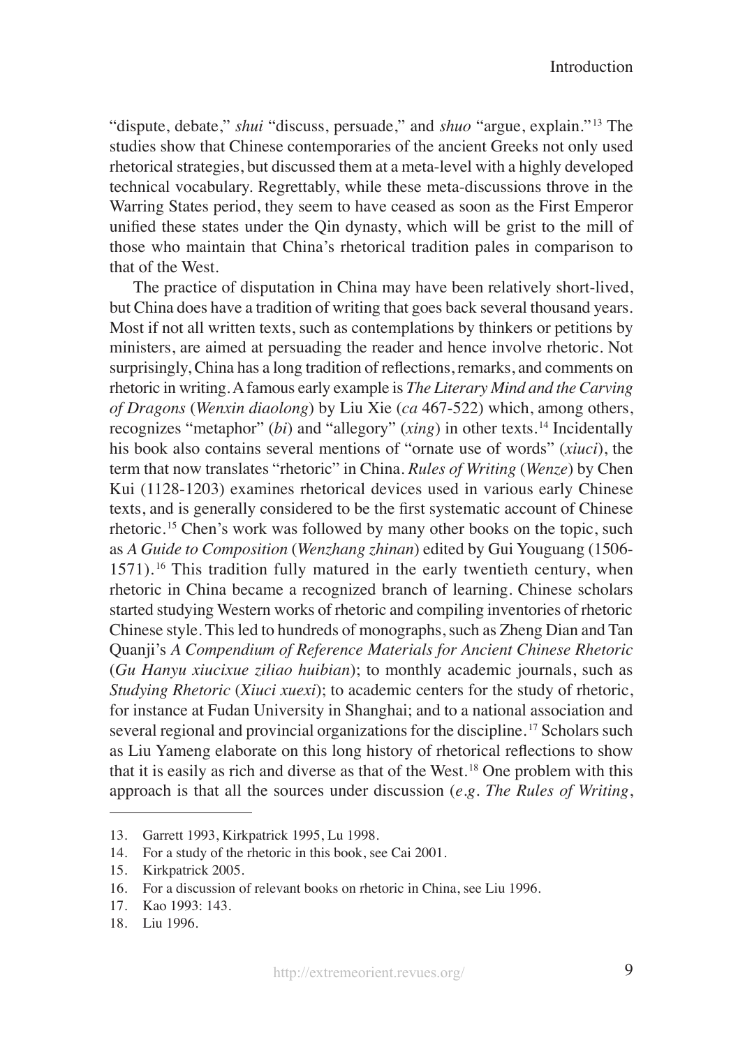"dispute, debate," *shui* "discuss, persuade," and *shuo* "argue, explain."[13] The studies show that Chinese contemporaries of the ancient Greeks not only used rhetorical strategies, but discussed them at a meta-level with a highly developed technical vocabulary. Regrettably, while these meta-discussions throve in the Warring States period, they seem to have ceased as soon as the First Emperor unified these states under the Qin dynasty, which will be grist to the mill of those who maintain that China's rhetorical tradition pales in comparison to that of the West.

The practice of disputation in China may have been relatively short-lived, but China does have a tradition of writing that goes back several thousand years. Most if not all written texts, such as contemplations by thinkers or petitions by ministers, are aimed at persuading the reader and hence involve rhetoric. Not surprisingly, China has a long tradition of reflections, remarks, and comments on rhetoric in writing. A famous early example is *The Literary Mind and the Carving of Dragons* (*Wenxin diaolong*) by Liu Xie (*ca* 467-522) which, among others, recognizes "metaphor" (*bi*) and "allegory" (*xing*) in other texts.[14] Incidentally his book also contains several mentions of "ornate use of words" (*xiuci*), the term that now translates "rhetoric" in China. *Rules of Writing* (*Wenze*) by Chen Kui (1128-1203) examines rhetorical devices used in various early Chinese texts, and is generally considered to be the first systematic account of Chinese rhetoric.[15] Chen's work was followed by many other books on the topic, such as *A Guide to Composition* (*Wenzhang zhinan*) edited by Gui Youguang (1506-1571).[16] This tradition fully matured in the early twentieth century, when rhetoric in China became a recognized branch of learning. Chinese scholars started studying Western works of rhetoric and compiling inventories of rhetoric Chinese style. This led to hundreds of monographs, such as Zheng Dian and Tan Quanji's *A Compendium of Reference Materials for Ancient Chinese Rhetoric* (*Gu Hanyu xiucixue ziliao huibian*); to monthly academic journals, such as *Studying Rhetoric* (*Xiuci xuexi*); to academic centers for the study of rhetoric, for instance at Fudan University in Shanghai; and to a national association and several regional and provincial organizations for the discipline.[17] Scholars such as Liu Yameng elaborate on this long history of rhetorical reflections to show that it is easily as rich and diverse as that of the West.[18] One problem with this approach is that all the sources under discussion (*e.g. The Rules of Writing*,

---

13. Garrett 1993, Kirkpatrick 1995, Lu 1998.
14. For a study of the rhetoric in this book, see Cai 2001.
15. Kirkpatrick 2005.
16. For a discussion of relevant books on rhetoric in China, see Liu 1996.
17. Kao 1993: 143.
18. Liu 1996.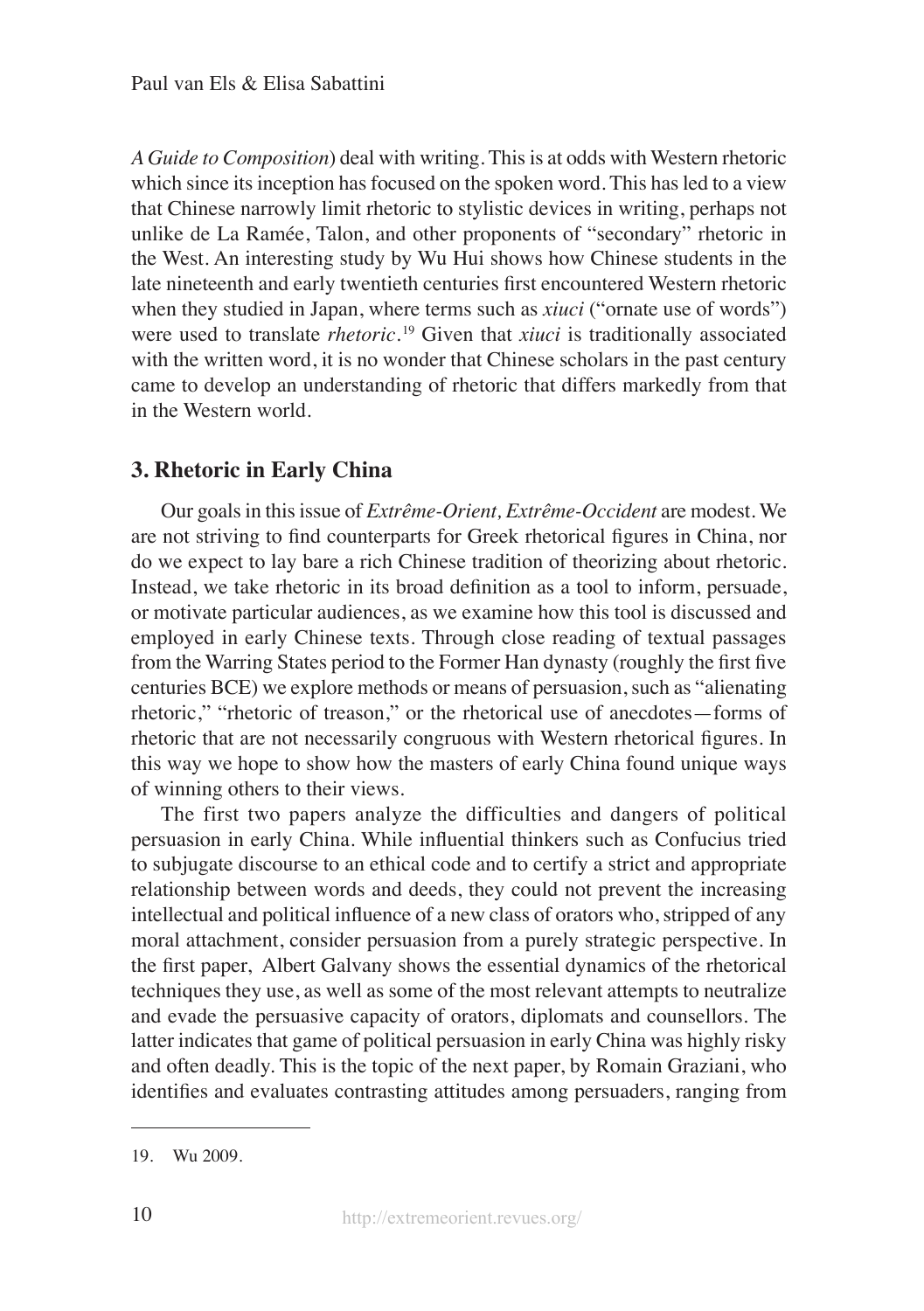*A Guide to Composition*) deal with writing. This is at odds with Western rhetoric which since its inception has focused on the spoken word. This has led to a view that Chinese narrowly limit rhetoric to stylistic devices in writing, perhaps not unlike de La Ramée, Talon, and other proponents of "secondary" rhetoric in the West. An interesting study by Wu Hui shows how Chinese students in the late nineteenth and early twentieth centuries first encountered Western rhetoric when they studied in Japan, where terms such as *xiuci* ("ornate use of words") were used to translate *rhetoric*.[19] Given that *xiuci* is traditionally associated with the written word, it is no wonder that Chinese scholars in the past century came to develop an understanding of rhetoric that differs markedly from that in the Western world.

## 3. Rhetoric in Early China

Our goals in this issue of *Extrême-Orient, Extrême-Occident* are modest. We are not striving to find counterparts for Greek rhetorical figures in China, nor do we expect to lay bare a rich Chinese tradition of theorizing about rhetoric. Instead, we take rhetoric in its broad definition as a tool to inform, persuade, or motivate particular audiences, as we examine how this tool is discussed and employed in early Chinese texts. Through close reading of textual passages from the Warring States period to the Former Han dynasty (roughly the first five centuries BCE) we explore methods or means of persuasion, such as "alienating rhetoric," "rhetoric of treason," or the rhetorical use of anecdotes—forms of rhetoric that are not necessarily congruous with Western rhetorical figures. In this way we hope to show how the masters of early China found unique ways of winning others to their views.

The first two papers analyze the difficulties and dangers of political persuasion in early China. While influential thinkers such as Confucius tried to subjugate discourse to an ethical code and to certify a strict and appropriate relationship between words and deeds, they could not prevent the increasing intellectual and political influence of a new class of orators who, stripped of any moral attachment, consider persuasion from a purely strategic perspective. In the first paper, Albert Galvany shows the essential dynamics of the rhetorical techniques they use, as well as some of the most relevant attempts to neutralize and evade the persuasive capacity of orators, diplomats and counsellors. The latter indicates that game of political persuasion in early China was highly risky and often deadly. This is the topic of the next paper, by Romain Graziani, who identifies and evaluates contrasting attitudes among persuaders, ranging from

19. Wu 2009.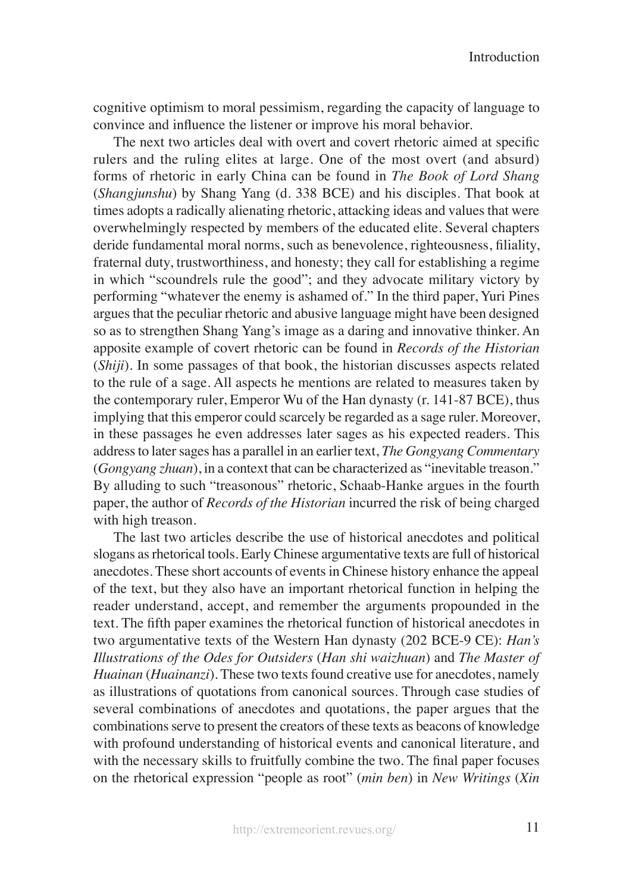cognitive optimism to moral pessimism, regarding the capacity of language to convince and influence the listener or improve his moral behavior.

The next two articles deal with overt and covert rhetoric aimed at specific rulers and the ruling elites at large. One of the most overt (and absurd) forms of rhetoric in early China can be found in *The Book of Lord Shang* (*Shangjunshu*) by Shang Yang (d. 338 BCE) and his disciples. That book at times adopts a radically alienating rhetoric, attacking ideas and values that were overwhelmingly respected by members of the educated elite. Several chapters deride fundamental moral norms, such as benevolence, righteousness, filiality, fraternal duty, trustworthiness, and honesty; they call for establishing a regime in which "scoundrels rule the good"; and they advocate military victory by performing "whatever the enemy is ashamed of." In the third paper, Yuri Pines argues that the peculiar rhetoric and abusive language might have been designed so as to strengthen Shang Yang's image as a daring and innovative thinker. An apposite example of covert rhetoric can be found in *Records of the Historian* (*Shiji*). In some passages of that book, the historian discusses aspects related to the rule of a sage. All aspects he mentions are related to measures taken by the contemporary ruler, Emperor Wu of the Han dynasty (r. 141-87 BCE), thus implying that this emperor could scarcely be regarded as a sage ruler. Moreover, in these passages he even addresses later sages as his expected readers. This address to later sages has a parallel in an earlier text, *The Gongyang Commentary* (*Gongyang zhuan*), in a context that can be characterized as "inevitable treason." By alluding to such "treasonous" rhetoric, Schaab-Hanke argues in the fourth paper, the author of *Records of the Historian* incurred the risk of being charged with high treason.

The last two articles describe the use of historical anecdotes and political slogans as rhetorical tools. Early Chinese argumentative texts are full of historical anecdotes. These short accounts of events in Chinese history enhance the appeal of the text, but they also have an important rhetorical function in helping the reader understand, accept, and remember the arguments propounded in the text. The fifth paper examines the rhetorical function of historical anecdotes in two argumentative texts of the Western Han dynasty (202 BCE-9 CE): *Han's Illustrations of the Odes for Outsiders* (*Han shi waizhuan*) and *The Master of Huainan* (*Huainanzi*). These two texts found creative use for anecdotes, namely as illustrations of quotations from canonical sources. Through case studies of several combinations of anecdotes and quotations, the paper argues that the combinations serve to present the creators of these texts as beacons of knowledge with profound understanding of historical events and canonical literature, and with the necessary skills to fruitfully combine the two. The final paper focuses on the rhetorical expression "people as root" (*min ben*) in *New Writings* (*Xin*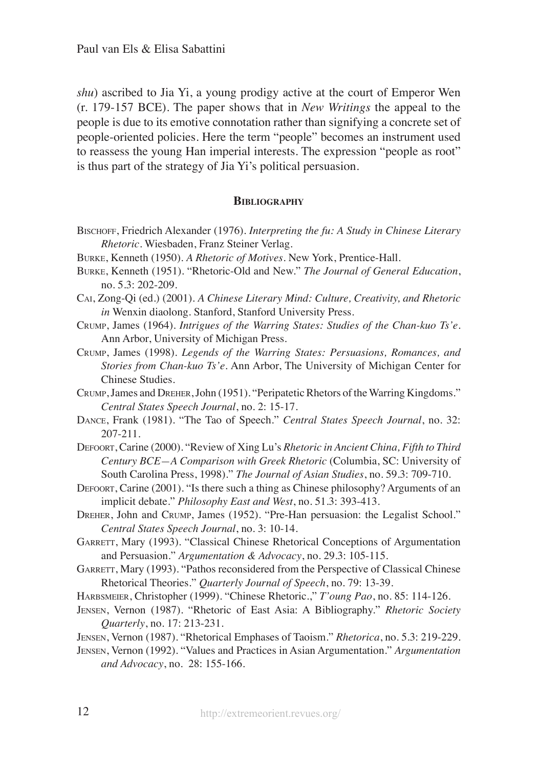*shu*) ascribed to Jia Yi, a young prodigy active at the court of Emperor Wen (r. 179-157 BCE). The paper shows that in *New Writings* the appeal to the people is due to its emotive connotation rather than signifying a concrete set of people-oriented policies. Here the term "people" becomes an instrument used to reassess the young Han imperial interests. The expression "people as root" is thus part of the strategy of Jia Yi's political persuasion.

## Bibliography

Bischoff, Friedrich Alexander (1976). *Interpreting the fu: A Study in Chinese Literary Rhetoric*. Wiesbaden, Franz Steiner Verlag.

Burke, Kenneth (1950). *A Rhetoric of Motives*. New York, Prentice-Hall.

Burke, Kenneth (1951). "Rhetoric-Old and New." *The Journal of General Education*, no. 5.3: 202-209.

Cai, Zong-Qi (ed.) (2001). *A Chinese Literary Mind: Culture, Creativity, and Rhetoric in* Wenxin diaolong. Stanford, Stanford University Press.

Crump, James (1964). *Intrigues of the Warring States: Studies of the Chan-kuo Ts'e*. Ann Arbor, University of Michigan Press.

Crump, James (1998). *Legends of the Warring States: Persuasions, Romances, and Stories from Chan-kuo Ts'e*. Ann Arbor, The University of Michigan Center for Chinese Studies.

Crump, James and Dreher, John (1951). "Peripatetic Rhetors of the Warring Kingdoms." *Central States Speech Journal*, no. 2: 15-17.

Dance, Frank (1981). "The Tao of Speech." *Central States Speech Journal*, no. 32: 207-211.

Defoort, Carine (2000). "Review of Xing Lu's *Rhetoric in Ancient China, Fifth to Third Century BCE—A Comparison with Greek Rhetoric* (Columbia, SC: University of South Carolina Press, 1998)." *The Journal of Asian Studies*, no. 59.3: 709-710.

Defoort, Carine (2001). "Is there such a thing as Chinese philosophy? Arguments of an implicit debate." *Philosophy East and West*, no. 51.3: 393-413.

Dreher, John and Crump, James (1952). "Pre-Han persuasion: the Legalist School." *Central States Speech Journal*, no. 3: 10-14.

Garrett, Mary (1993). "Classical Chinese Rhetorical Conceptions of Argumentation and Persuasion." *Argumentation & Advocacy*, no. 29.3: 105-115.

Garrett, Mary (1993). "Pathos reconsidered from the Perspective of Classical Chinese Rhetorical Theories." *Quarterly Journal of Speech*, no. 79: 13-39.

Harbsmeier, Christopher (1999). "Chinese Rhetoric.," *T'oung Pao*, no. 85: 114-126.

Jensen, Vernon (1987). "Rhetoric of East Asia: A Bibliography." *Rhetoric Society Quarterly*, no. 17: 213-231.

Jensen, Vernon (1987). "Rhetorical Emphases of Taoism." *Rhetorica*, no. 5.3: 219-229.

Jensen, Vernon (1992). "Values and Practices in Asian Argumentation." *Argumentation and Advocacy*, no. 28: 155-166.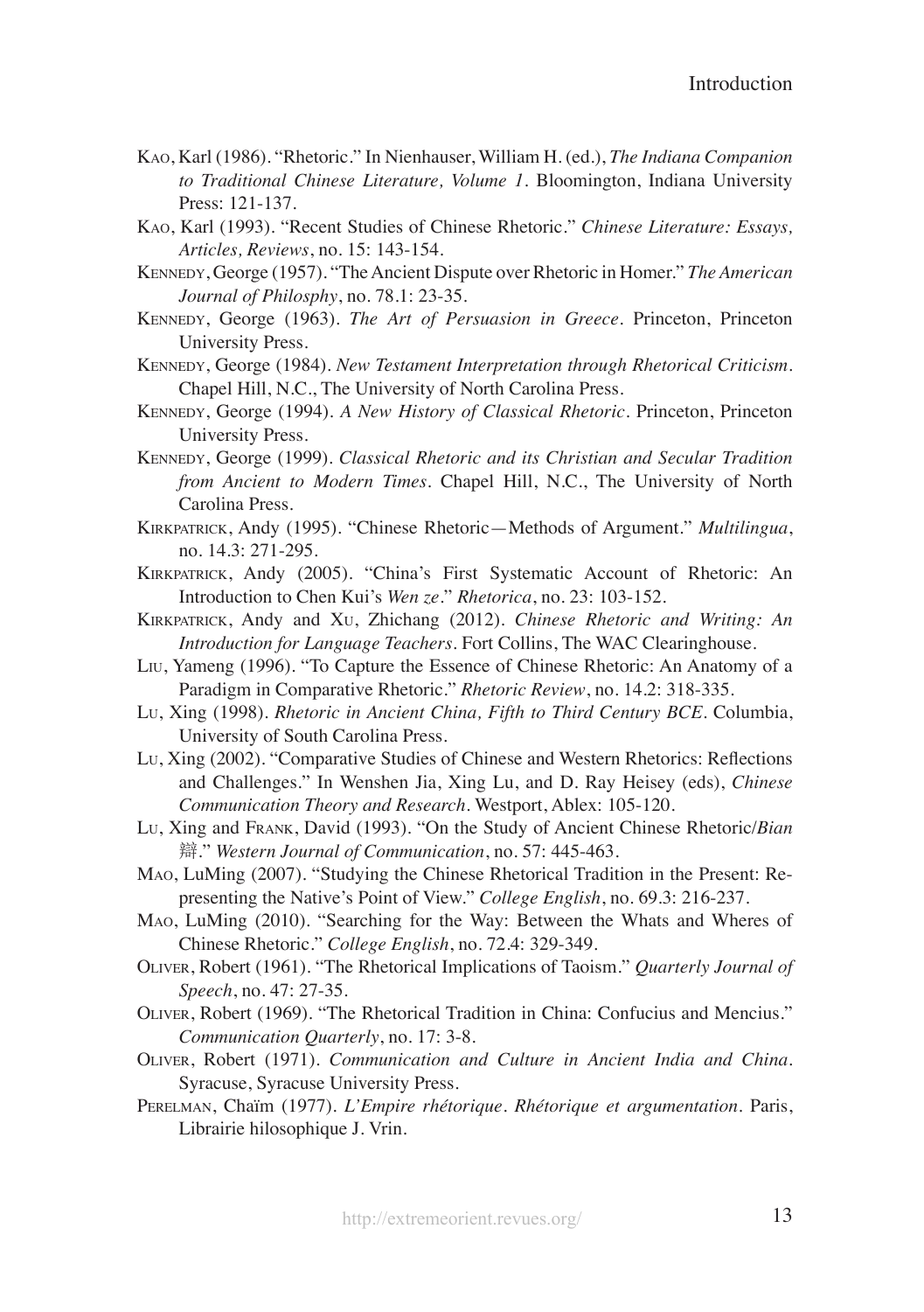Kao, Karl (1986). "Rhetoric." In Nienhauser, William H. (ed.), *The Indiana Companion to Traditional Chinese Literature, Volume 1*. Bloomington, Indiana University Press: 121-137.

Kao, Karl (1993). "Recent Studies of Chinese Rhetoric." *Chinese Literature: Essays, Articles, Reviews*, no. 15: 143-154.

Kennedy, George (1957). "The Ancient Dispute over Rhetoric in Homer." *The American Journal of Philosphy*, no. 78.1: 23-35.

Kennedy, George (1963). *The Art of Persuasion in Greece*. Princeton, Princeton University Press.

Kennedy, George (1984). *New Testament Interpretation through Rhetorical Criticism*. Chapel Hill, N.C., The University of North Carolina Press.

Kennedy, George (1994). *A New History of Classical Rhetoric*. Princeton, Princeton University Press.

Kennedy, George (1999). *Classical Rhetoric and its Christian and Secular Tradition from Ancient to Modern Times*. Chapel Hill, N.C., The University of North Carolina Press.

Kirkpatrick, Andy (1995). "Chinese Rhetoric—Methods of Argument." *Multilingua*, no. 14.3: 271-295.

Kirkpatrick, Andy (2005). "China's First Systematic Account of Rhetoric: An Introduction to Chen Kui's *Wen ze*." *Rhetorica*, no. 23: 103-152.

Kirkpatrick, Andy and Xu, Zhichang (2012). *Chinese Rhetoric and Writing: An Introduction for Language Teachers*. Fort Collins, The WAC Clearinghouse.

Liu, Yameng (1996). "To Capture the Essence of Chinese Rhetoric: An Anatomy of a Paradigm in Comparative Rhetoric." *Rhetoric Review*, no. 14.2: 318-335.

Lu, Xing (1998). *Rhetoric in Ancient China, Fifth to Third Century BCE*. Columbia, University of South Carolina Press.

Lu, Xing (2002). "Comparative Studies of Chinese and Western Rhetorics: Reflections and Challenges." In Wenshen Jia, Xing Lu, and D. Ray Heisey (eds), *Chinese Communication Theory and Research*. Westport, Ablex: 105-120.

Lu, Xing and Frank, David (1993). "On the Study of Ancient Chinese Rhetoric/*Bian* 辯." *Western Journal of Communication*, no. 57: 445-463.

Mao, LuMing (2007). "Studying the Chinese Rhetorical Tradition in the Present: Representing the Native's Point of View." *College English*, no. 69.3: 216-237.

Mao, LuMing (2010). "Searching for the Way: Between the Whats and Wheres of Chinese Rhetoric." *College English*, no. 72.4: 329-349.

Oliver, Robert (1961). "The Rhetorical Implications of Taoism." *Quarterly Journal of Speech*, no. 47: 27-35.

Oliver, Robert (1969). "The Rhetorical Tradition in China: Confucius and Mencius." *Communication Quarterly*, no. 17: 3-8.

Oliver, Robert (1971). *Communication and Culture in Ancient India and China*. Syracuse, Syracuse University Press.

Perelman, Chaïm (1977). *L'Empire rhétorique. Rhétorique et argumentation*. Paris, Librairie hilosophique J. Vrin.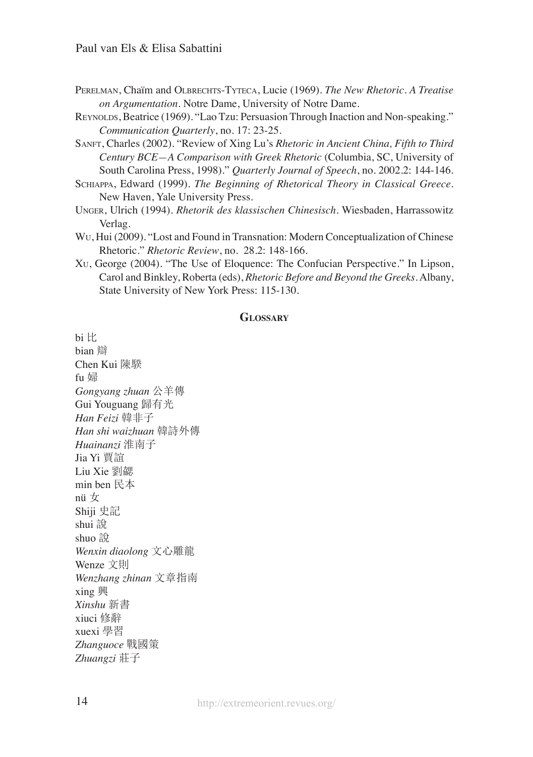Perelman, Chaïm and Olbrechts-Tyteca, Lucie (1969). *The New Rhetoric. A Treatise on Argumentation*. Notre Dame, University of Notre Dame.

Reynolds, Beatrice (1969). "Lao Tzu: Persuasion Through Inaction and Non-speaking." *Communication Quarterly*, no. 17: 23-25.

Sanft, Charles (2002). "Review of Xing Lu's *Rhetoric in Ancient China, Fifth to Third Century BCE—A Comparison with Greek Rhetoric* (Columbia, SC, University of South Carolina Press, 1998)." *Quarterly Journal of Speech*, no. 2002.2: 144-146.

Schiappa, Edward (1999). *The Beginning of Rhetorical Theory in Classical Greece*. New Haven, Yale University Press.

Unger, Ulrich (1994). *Rhetorik des klassischen Chinesisch*. Wiesbaden, Harrassowitz Verlag.

Wu, Hui (2009). "Lost and Found in Transnation: Modern Conceptualization of Chinese Rhetoric." *Rhetoric Review*, no. 28.2: 148-166.

Xu, George (2004). "The Use of Eloquence: The Confucian Perspective." In Lipson, Carol and Binkley, Roberta (eds), *Rhetoric Before and Beyond the Greeks*. Albany, State University of New York Press: 115-130.

## Glossary

bi 比
bian 辯
Chen Kui 陳騤
fu 婦
*Gongyang zhuan* 公羊傳
Gui Youguang 歸有光
*Han Feizi* 韓非子
*Han shi waizhuan* 韓詩外傳
*Huainanzi* 淮南子
Jia Yi 賈誼
Liu Xie 劉勰
min ben 民本
nü 女
Shiji 史記
shui 說
shuo 說
*Wenxin diaolong* 文心雕龍
Wenze 文則
*Wenzhang zhinan* 文章指南
xing 興
*Xinshu* 新書
xiuci 修辭
xuexi 學習
*Zhanguoce* 戰國策
*Zhuangzi* 莊子